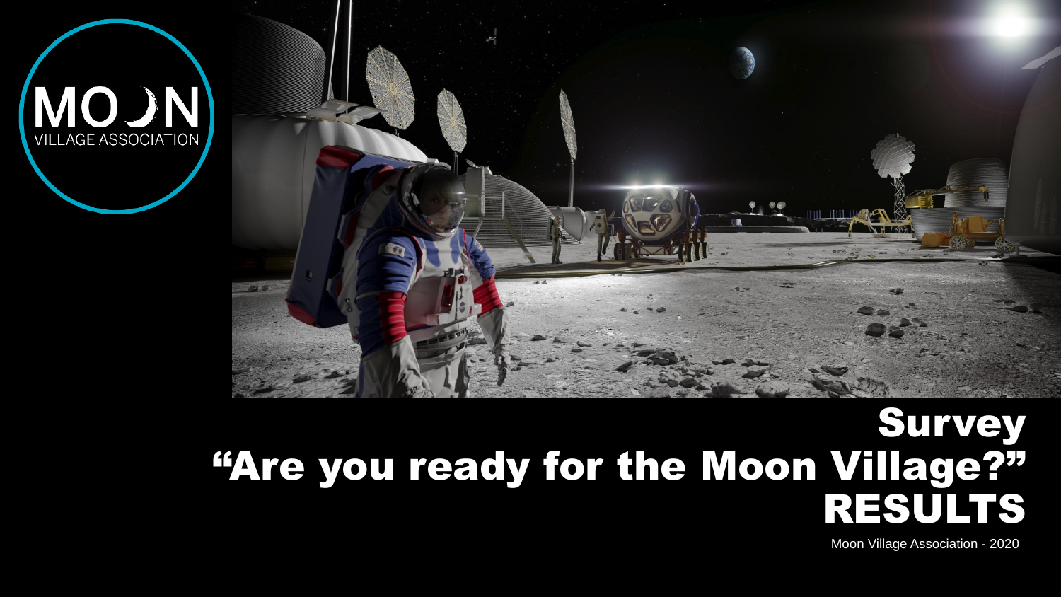MOON VILLAGE ASSOCIATION

# Survey "Are you ready for the Moon Village?" RESULTS

Moon Village Association - 2020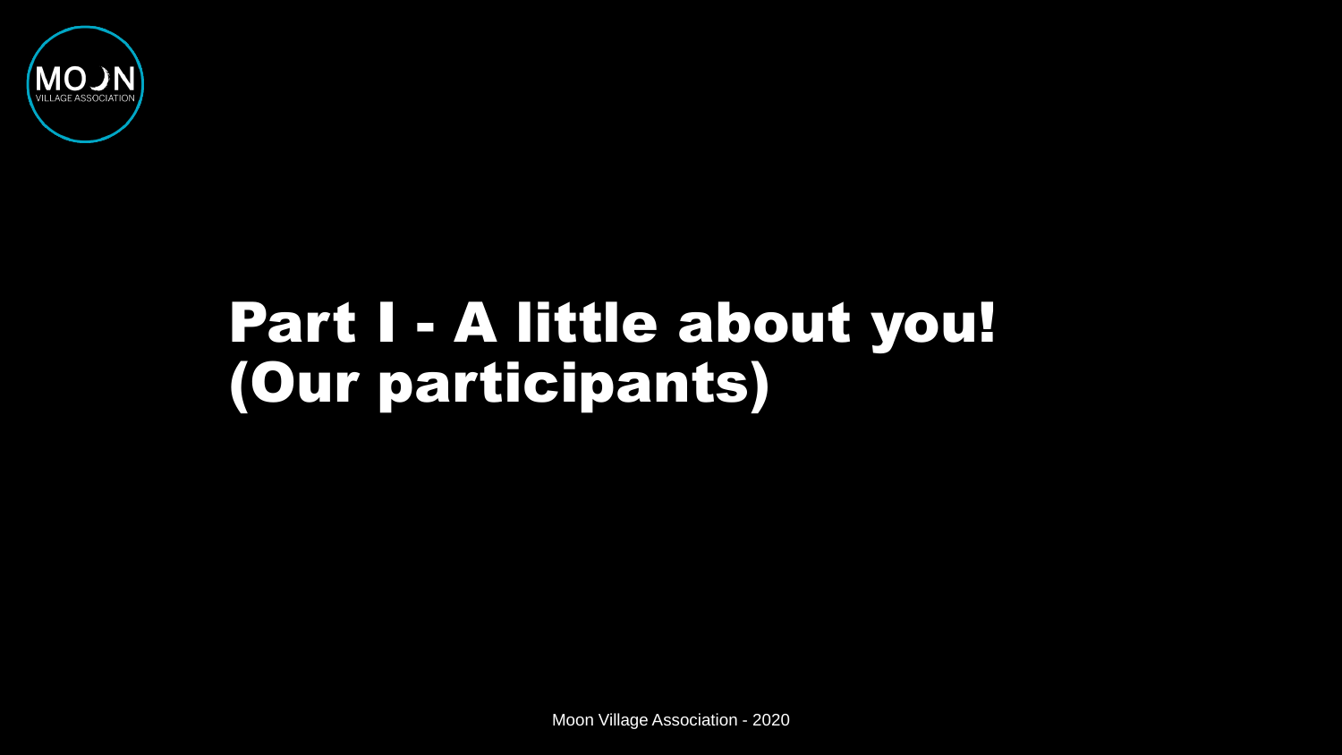# Part I - A little about you! (Our participants)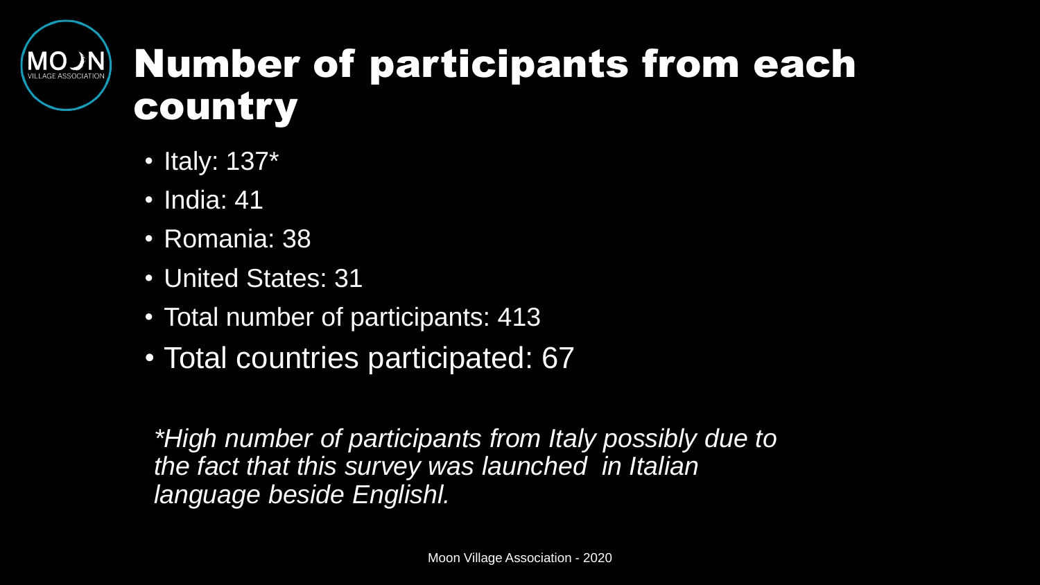# Number of participants from each country

- Italy: 137*
- India: 41
- Romania: 38
- United States: 31
- Total number of participants: 413
- Total countries participated: 67

*\*High number of participants from Italy possibly due to the fact that this survey was launched in Italian language beside Englishl.*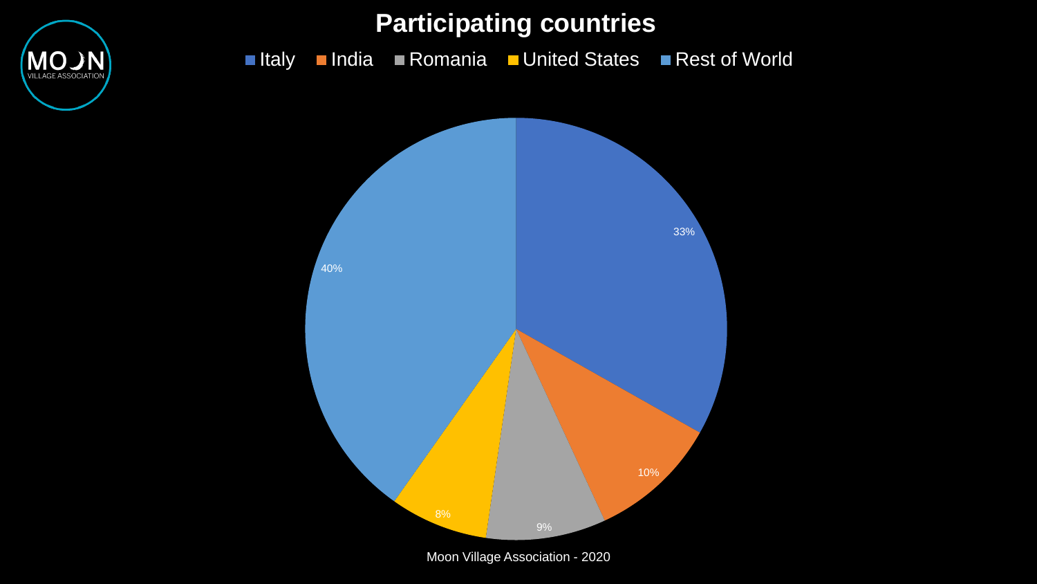# Participating countries

| Country | Percentage |
| --- | --- |
| Italy | 33% |
| India | 10% |
| Romania | 9% |
| United States | 8% |
| Rest of World | 40% |

Moon Village Association - 2020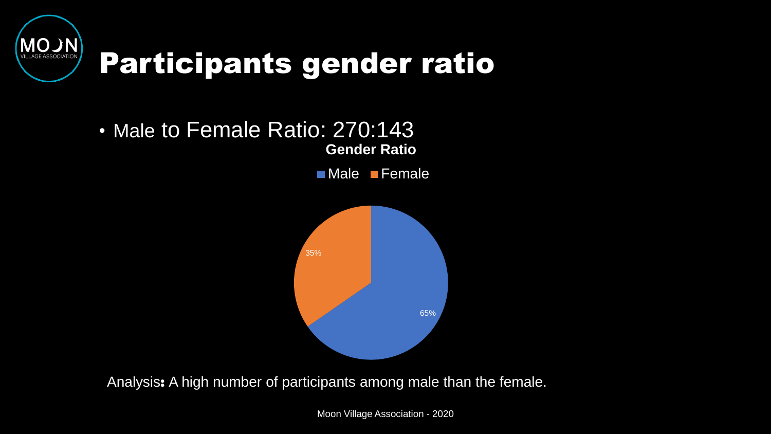# Participants gender ratio

- Male to Female Ratio: 270:143

**Gender Ratio**

Male Female

35%

65%

Analysis: A high number of participants among male than the female.

Moon Village Association - 2020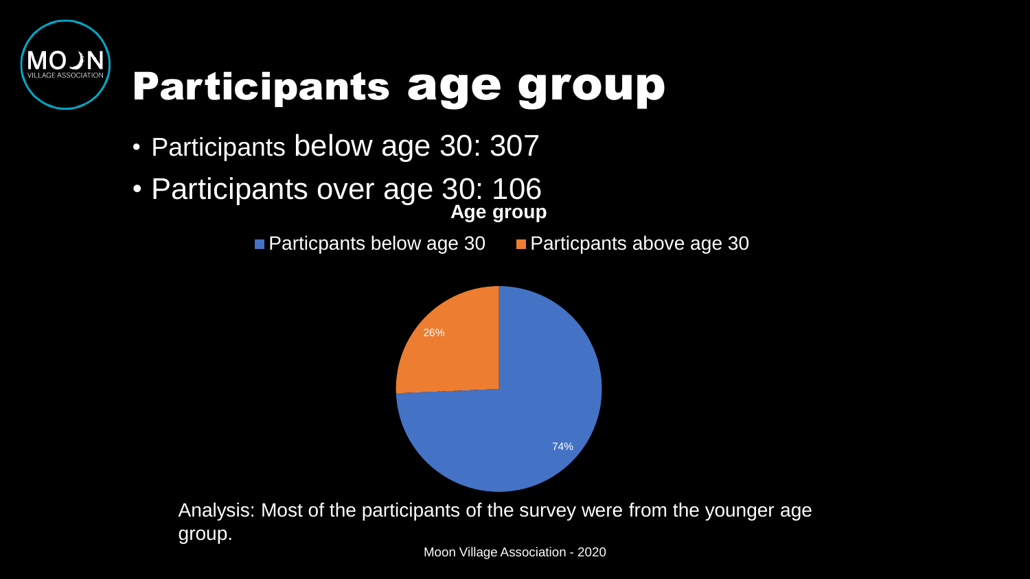# Participants age group

- Participants below age 30: 307
- Participants over age 30: 106

**Age group**

■ Particpants below age 30 ■ Particpants above age 30

26%

74%

Analysis: Most of the participants of the survey were from the younger age group.

Moon Village Association - 2020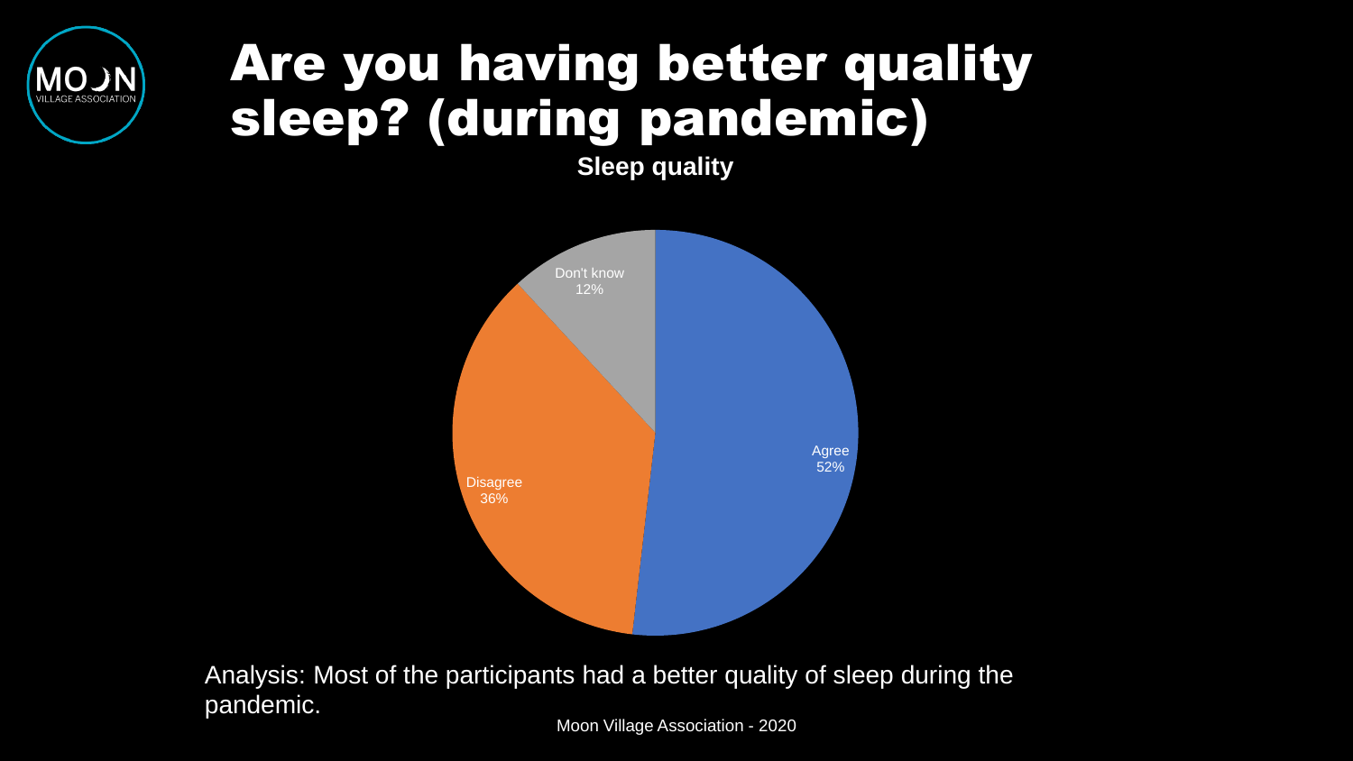# Are you having better quality sleep? (during pandemic)

**Sleep quality**

| Response | Percentage |
| --- | --- |
| Agree | 52% |
| Disagree | 36% |
| Don't know | 12% |

Analysis: Most of the participants had a better quality of sleep during the pandemic.

Moon Village Association - 2020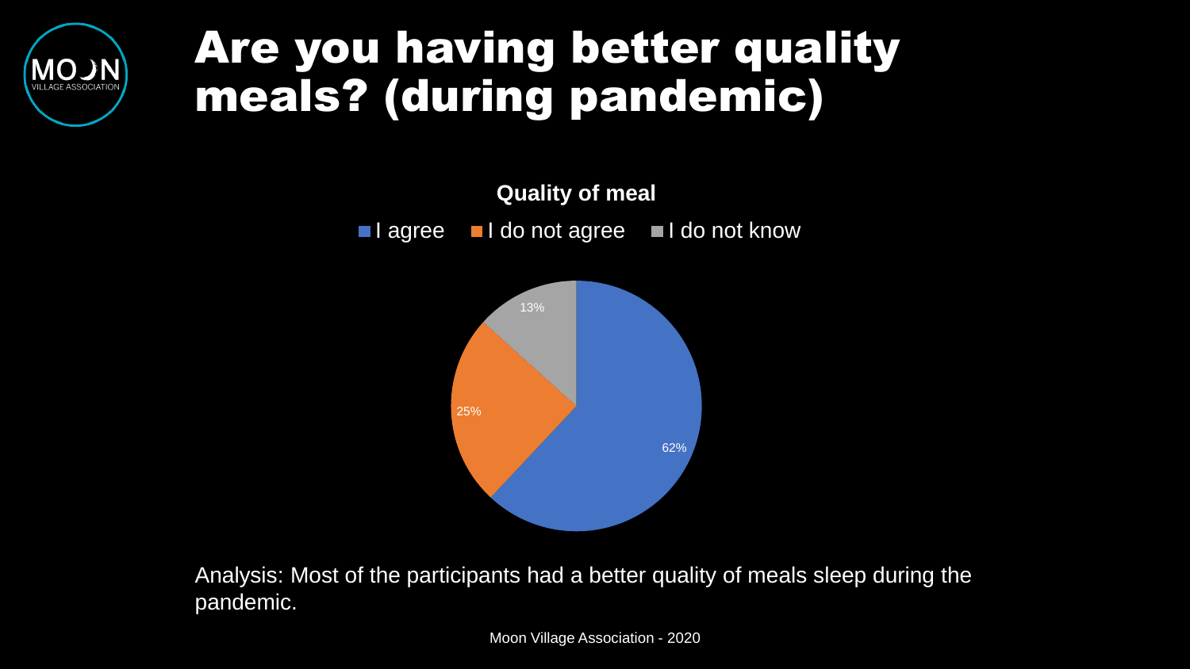# Are you having better quality meals? (during pandemic)

**Quality of meal**

| Response | Percentage |
| --- | --- |
| I agree | 62% |
| I do not agree | 25% |
| I do not know | 13% |

Analysis: Most of the participants had a better quality of meals sleep during the pandemic.

Moon Village Association - 2020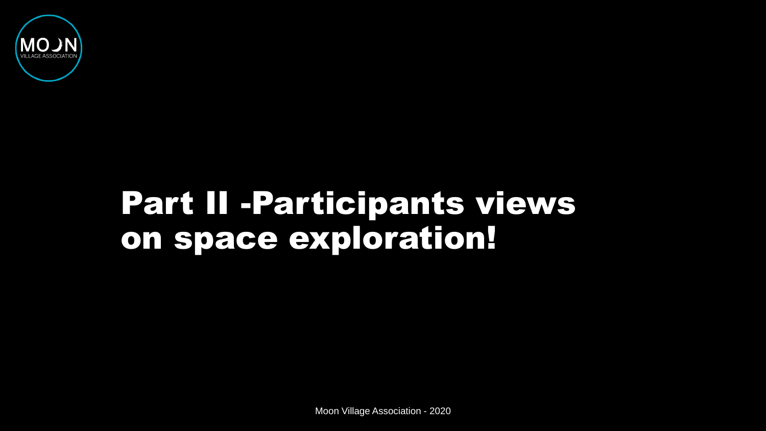# Part II -Participants views on space exploration!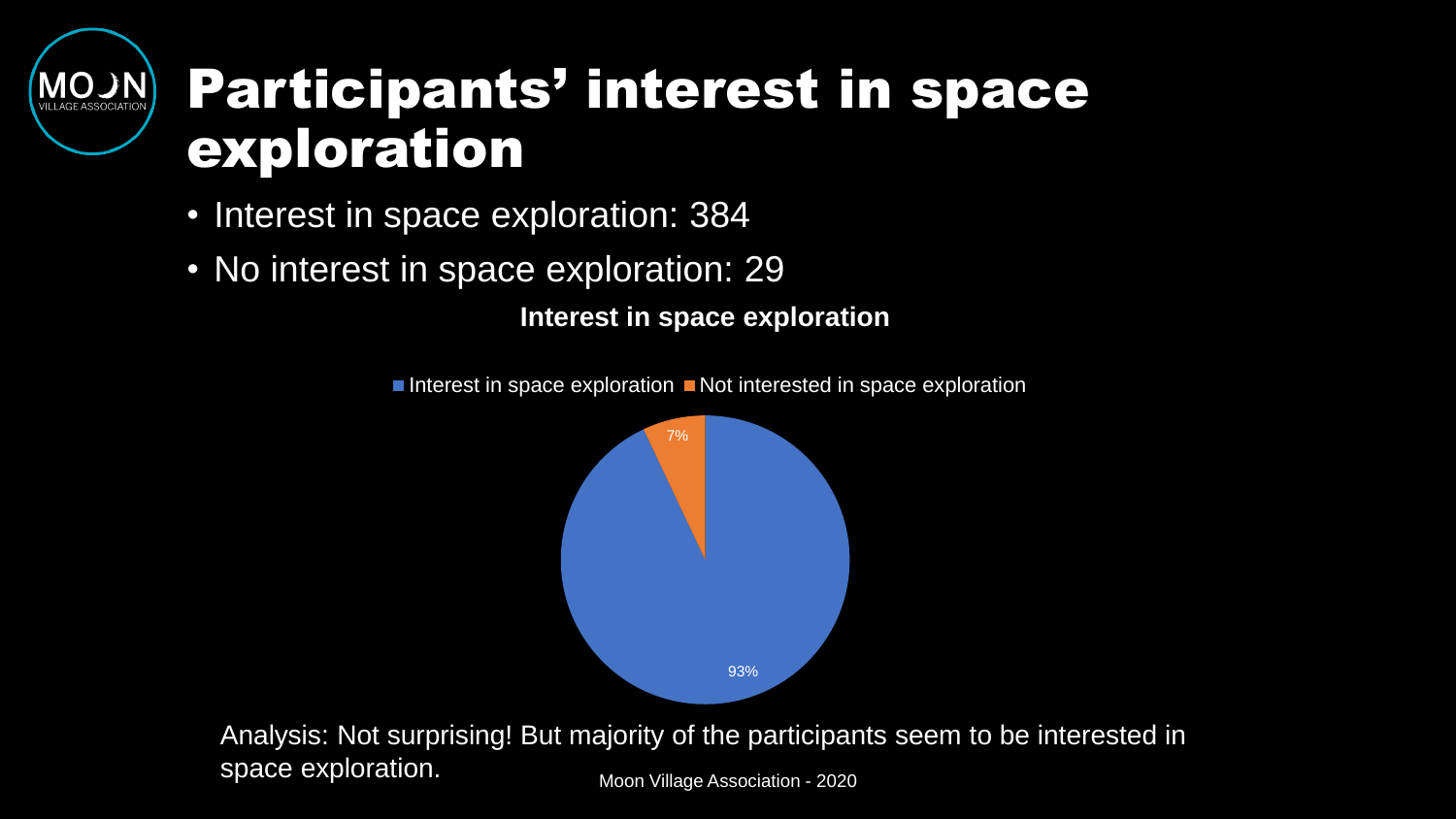# Participants' interest in space exploration

- Interest in space exploration: 384
- No interest in space exploration: 29

**Interest in space exploration**

Interest in space exploration ■ Not interested in space exploration

7%

93%

Analysis: Not surprising! But majority of the participants seem to be interested in space exploration.

Moon Village Association - 2020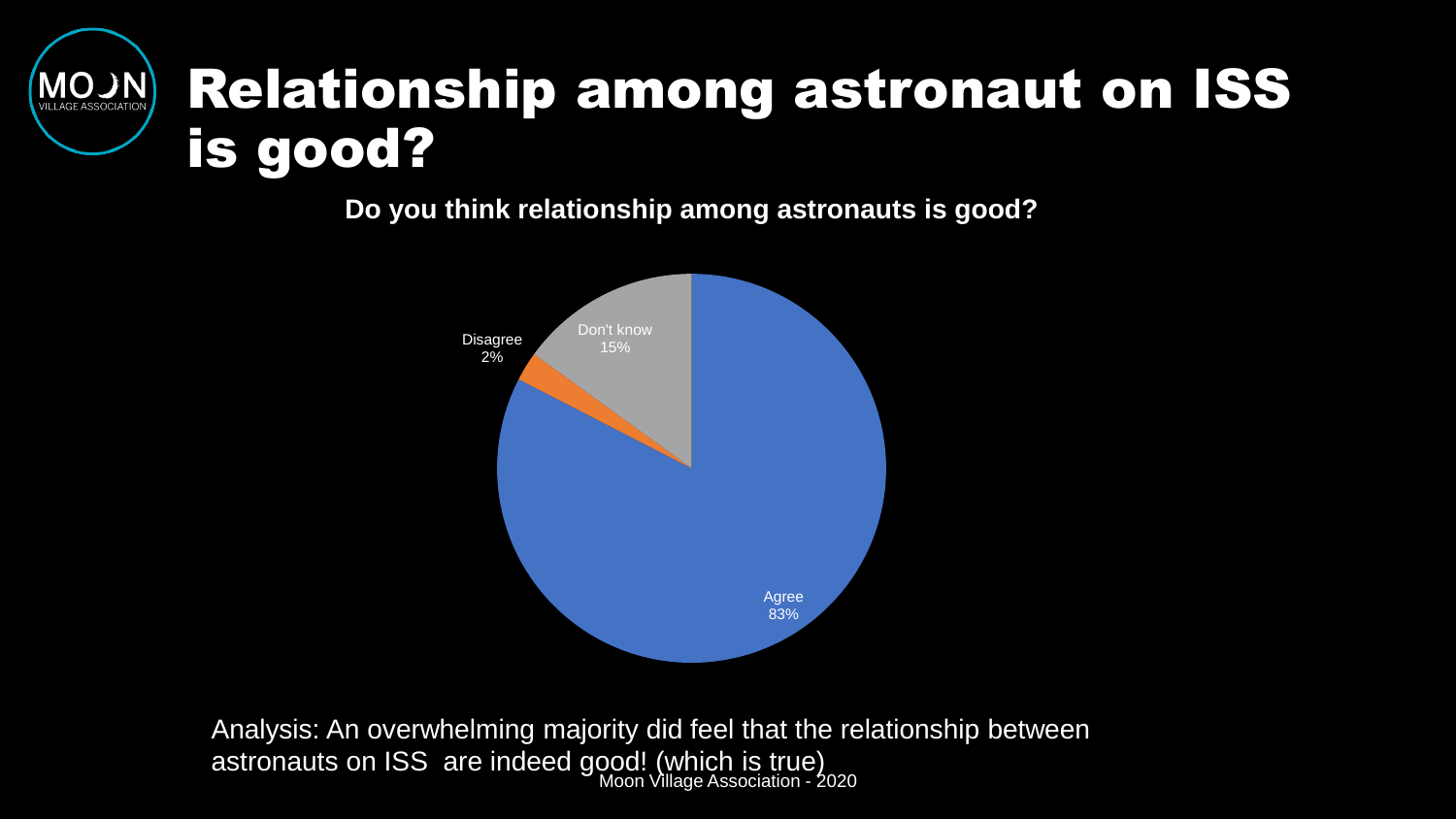# Relationship among astronaut on ISS is good?

**Do you think relationship among astronauts is good?**

| Response | Percentage |
| --- | --- |
| Agree | 83% |
| Disagree | 2% |
| Don't know | 15% |

Analysis: An overwhelming majority did feel that the relationship between astronauts on ISS are indeed good! (which is true)

Moon Village Association - 2020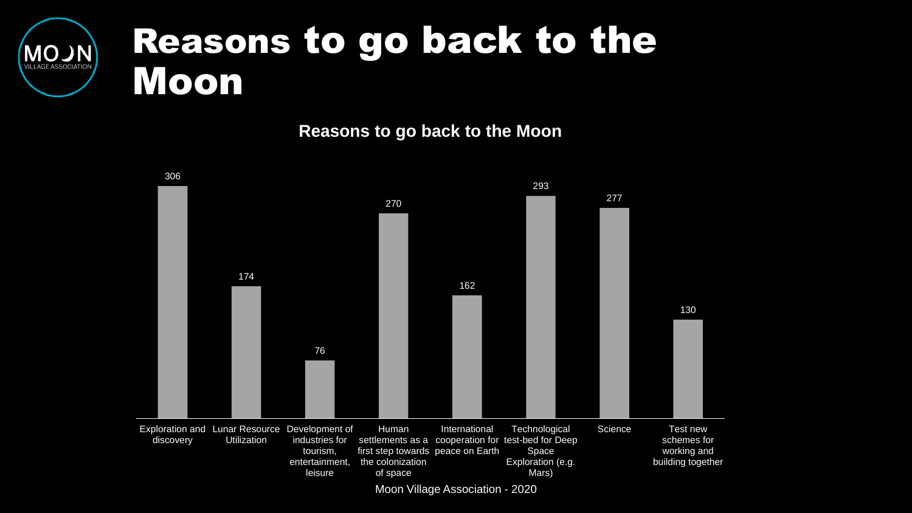# Reasons to go back to the Moon

**Reasons to go back to the Moon**

| Reason | Count |
| --- | --- |
| Exploration and discovery | 306 |
| Lunar Resource Utilization | 174 |
| Development of industries for tourism, entertainment, leisure | 76 |
| Human settlements as a first step towards the colonization of space | 270 |
| International cooperation for peace on Earth | 162 |
| Technological test-bed for Deep Space Exploration (e.g. Mars) | 293 |
| Science | 277 |
| Test new schemes for working and building together | 130 |

Moon Village Association - 2020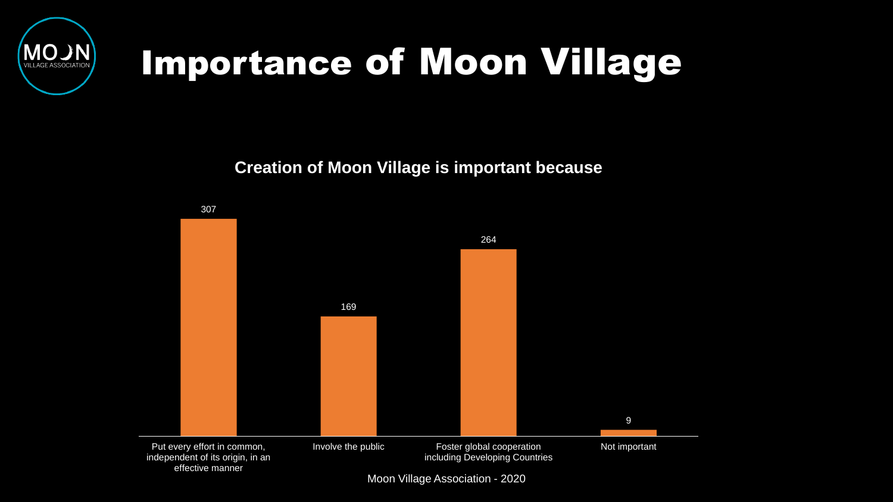# Importance of Moon Village

**Creation of Moon Village is important because**

| Response | Count |
|---|---|
| Put every effort in common, independent of its origin, in an effective manner | 307 |
| Involve the public | 169 |
| Foster global cooperation including Developing Countries | 264 |
| Not important | 9 |

Moon Village Association - 2020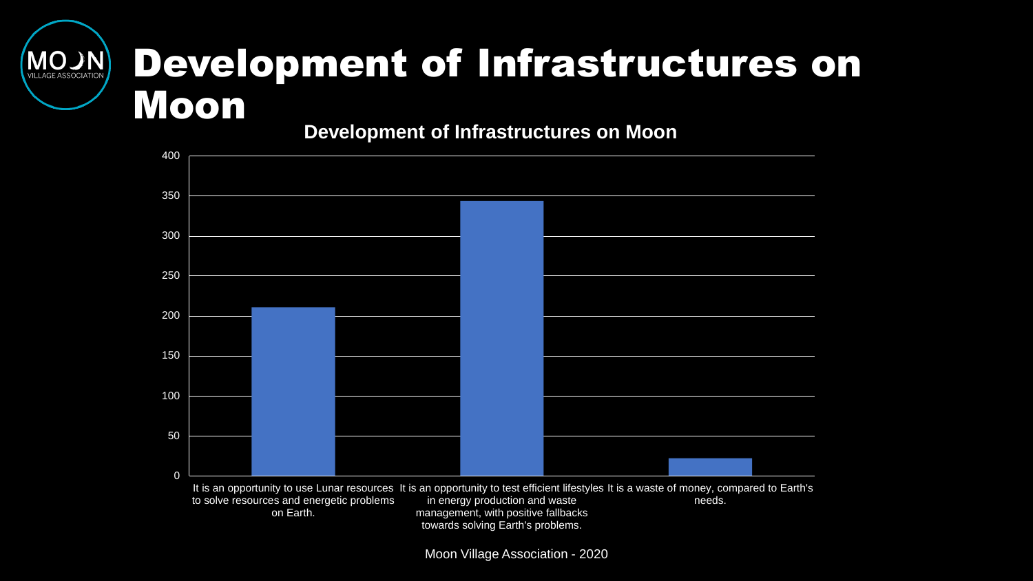# Development of Infrastructures on Moon

**Development of Infrastructures on Moon**

| Response | Value |
| --- | --- |
| It is an opportunity to use Lunar resources to solve resources and energetic problems on Earth. | ~210 |
| It is an opportunity to test efficient lifestyles in energy production and waste management, with positive fallbacks towards solving Earth's problems. | ~343 |
| It is a waste of money, compared to Earth's needs. | ~22 |

Moon Village Association - 2020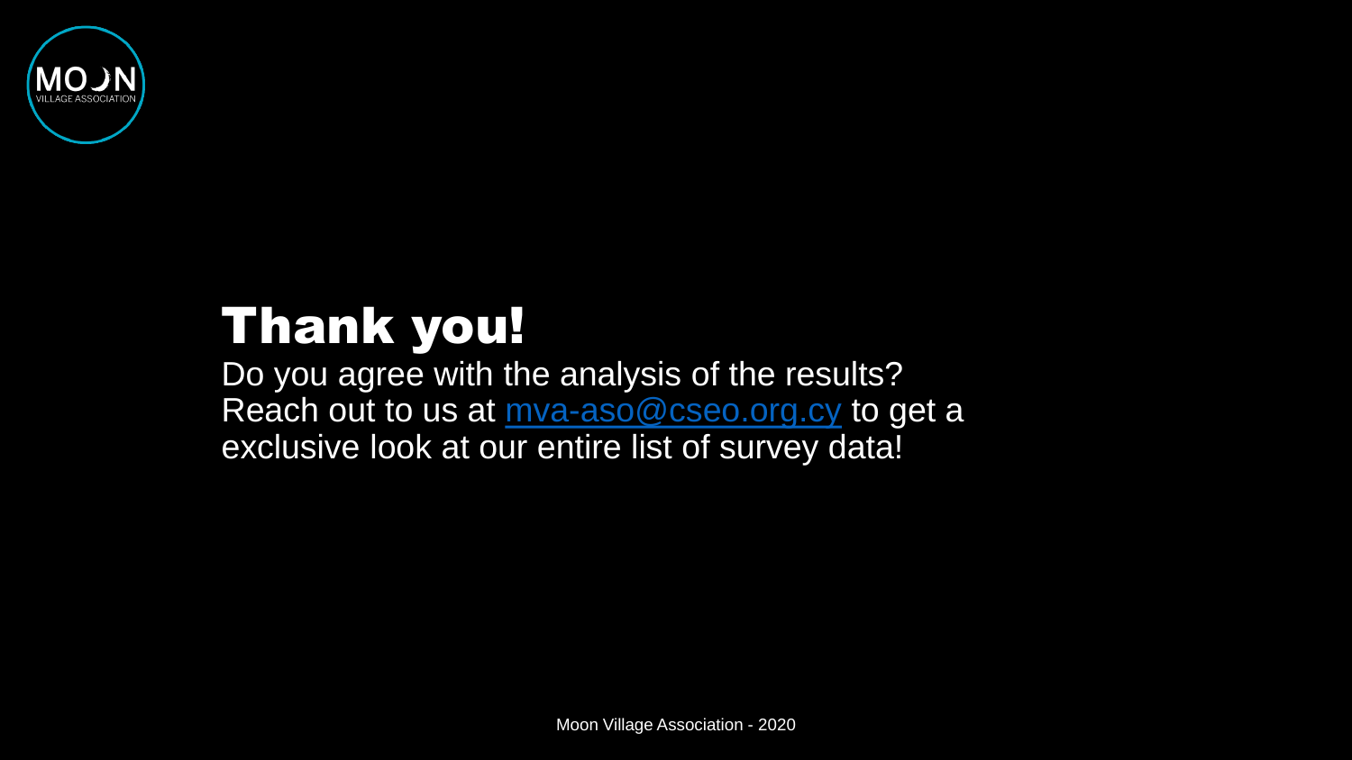# Thank you!

Do you agree with the analysis of the results? Reach out to us at mva-aso@cseo.org.cy to get a exclusive look at our entire list of survey data!